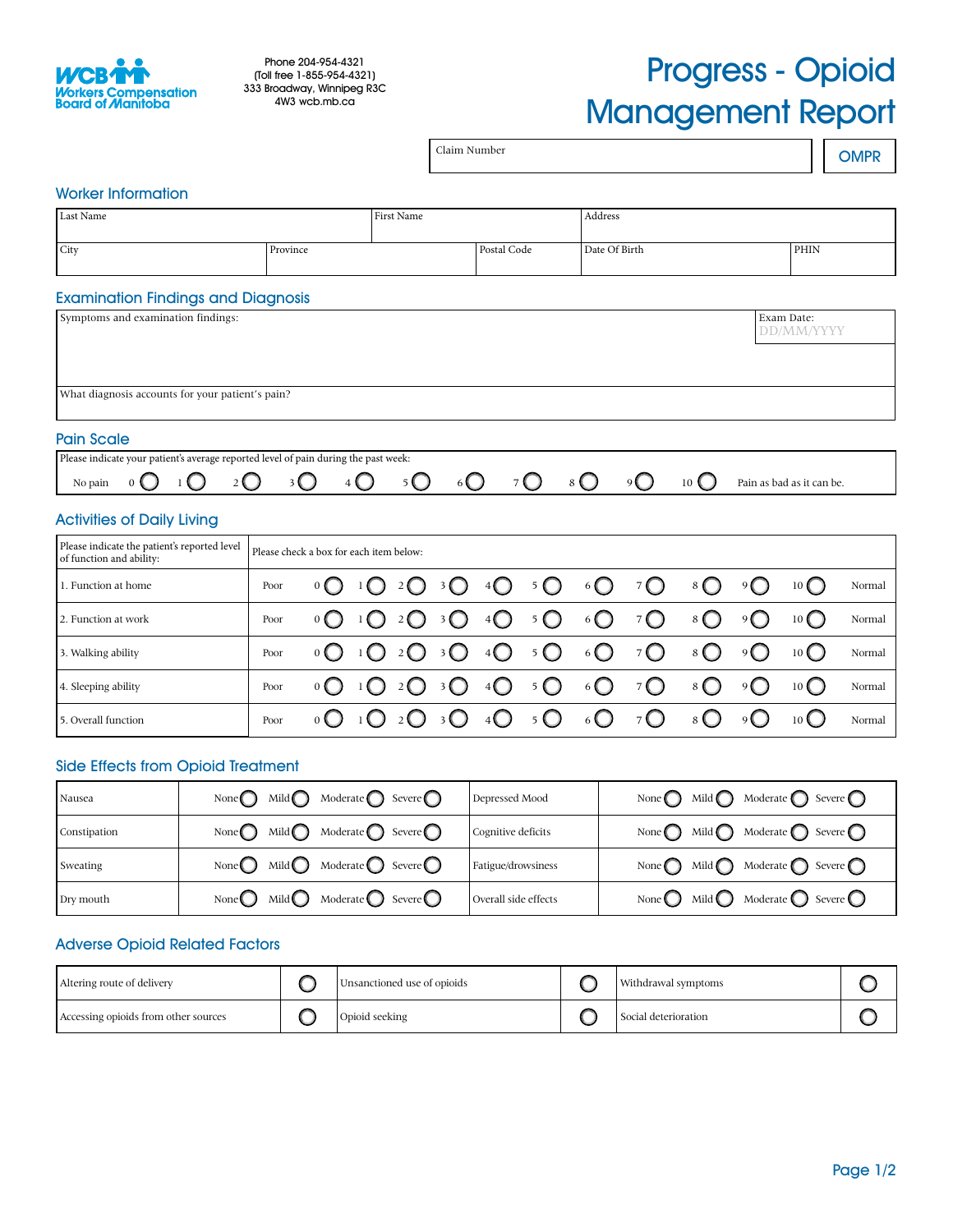Workers Compensation Board of Manitoba

Phone 204-954-4321
(Toll free 1-855-954-4321)
333 Broadway, Winnipeg R3C 4W3 wcb.mb.ca

# Progress - Opioid Management Report

| Claim Number | OMPR |
|---|---|
| | |

## Worker Information

| Last Name | | First Name | Address | |
|---|---|---|---|---|
| City | Province | Postal Code | Date Of Birth | PHIN |

## Examination Findings and Diagnosis

| Symptoms and examination findings: | Exam Date: DD/MM/YYYY |
|---|---|
| What diagnosis accounts for your patient's pain? | |

## Pain Scale

Please indicate your patient's average reported level of pain during the past week:

No pain 0 ◯ 1 ◯ 2 ◯ 3 ◯ 4 ◯ 5 ◯ 6 ◯ 7 ◯ 8 ◯ 9 ◯ 10 ◯ Pain as bad as it can be.

## Activities of Daily Living

| Please indicate the patient's reported level of function and ability: | Please check a box for each item below: | | | | | | | | | | | | |
|---|---|---|---|---|---|---|---|---|---|---|---|---|---|
| 1. Function at home | Poor | 0 ◯ | 1 ◯ | 2 ◯ | 3 ◯ | 4 ◯ | 5 ◯ | 6 ◯ | 7 ◯ | 8 ◯ | 9 ◯ | 10 ◯ | Normal |
| 2. Function at work | Poor | 0 ◯ | 1 ◯ | 2 ◯ | 3 ◯ | 4 ◯ | 5 ◯ | 6 ◯ | 7 ◯ | 8 ◯ | 9 ◯ | 10 ◯ | Normal |
| 3. Walking ability | Poor | 0 ◯ | 1 ◯ | 2 ◯ | 3 ◯ | 4 ◯ | 5 ◯ | 6 ◯ | 7 ◯ | 8 ◯ | 9 ◯ | 10 ◯ | Normal |
| 4. Sleeping ability | Poor | 0 ◯ | 1 ◯ | 2 ◯ | 3 ◯ | 4 ◯ | 5 ◯ | 6 ◯ | 7 ◯ | 8 ◯ | 9 ◯ | 10 ◯ | Normal |
| 5. Overall function | Poor | 0 ◯ | 1 ◯ | 2 ◯ | 3 ◯ | 4 ◯ | 5 ◯ | 6 ◯ | 7 ◯ | 8 ◯ | 9 ◯ | 10 ◯ | Normal |

## Side Effects from Opioid Treatment

| | | | | | | | | | |
|---|---|---|---|---|---|---|---|---|---|
| Nausea | None ◯ | Mild ◯ | Moderate ◯ | Severe ◯ | Depressed Mood | None ◯ | Mild ◯ | Moderate ◯ | Severe ◯ |
| Constipation | None ◯ | Mild ◯ | Moderate ◯ | Severe ◯ | Cognitive deficits | None ◯ | Mild ◯ | Moderate ◯ | Severe ◯ |
| Sweating | None ◯ | Mild ◯ | Moderate ◯ | Severe ◯ | Fatigue/drowsiness | None ◯ | Mild ◯ | Moderate ◯ | Severe ◯ |
| Dry mouth | None ◯ | Mild ◯ | Moderate ◯ | Severe ◯ | Overall side effects | None ◯ | Mild ◯ | Moderate ◯ | Severe ◯ |

## Adverse Opioid Related Factors

| | | | | | |
|---|---|---|---|---|---|
| Altering route of delivery | ◯ | Unsanctioned use of opioids | ◯ | Withdrawal symptoms | ◯ |
| Accessing opioids from other sources | ◯ | Opioid seeking | ◯ | Social deterioration | ◯ |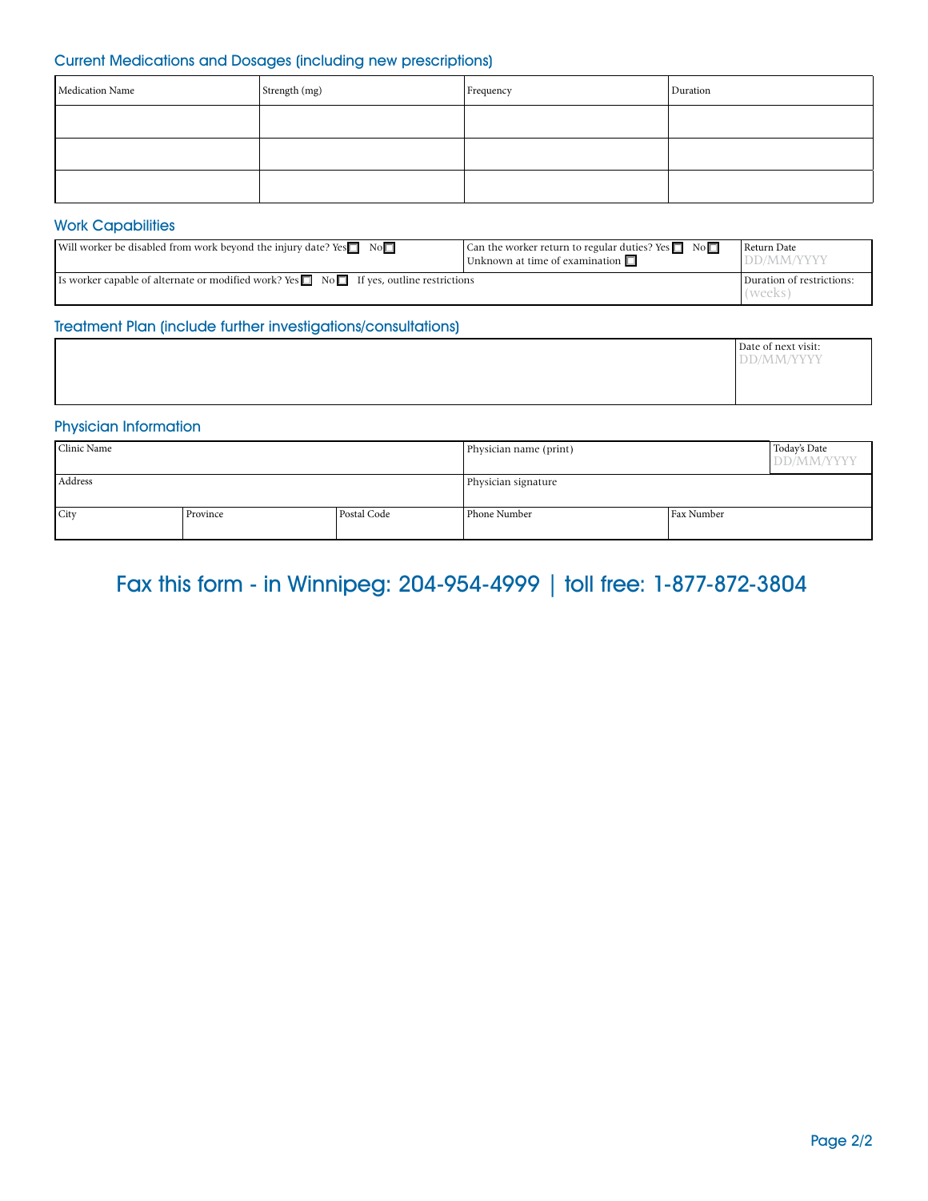## Current Medications and Dosages (including new prescriptions)

| Medication Name | Strength (mg) | Frequency | Duration |
|---|---|---|---|
| | | | |
| | | | |
| | | | |

## Work Capabilities

| | | |
|---|---|---|
| Will worker be disabled from work beyond the injury date? Yes ☐ No ☐ | Can the worker return to regular duties? Yes ☐ No ☐ Unknown at time of examination ☐ | Return Date DD/MM/YYYY |
| Is worker capable of alternate or modified work? Yes ☐ No ☐ If yes, outline restrictions | | Duration of restrictions: (weeks) |

## Treatment Plan (include further investigations/consultations)

| | |
|---|---|
| | Date of next visit: DD/MM/YYYY |

## Physician Information

| | | | | | |
|---|---|---|---|---|---|
| Clinic Name | | | Physician name (print) | | Today's Date DD/MM/YYYY |
| Address | | | Physician signature | | |
| City | Province | Postal Code | Phone Number | Fax Number | |

## Fax this form - in Winnipeg: 204-954-4999 | toll free: 1-877-872-3804